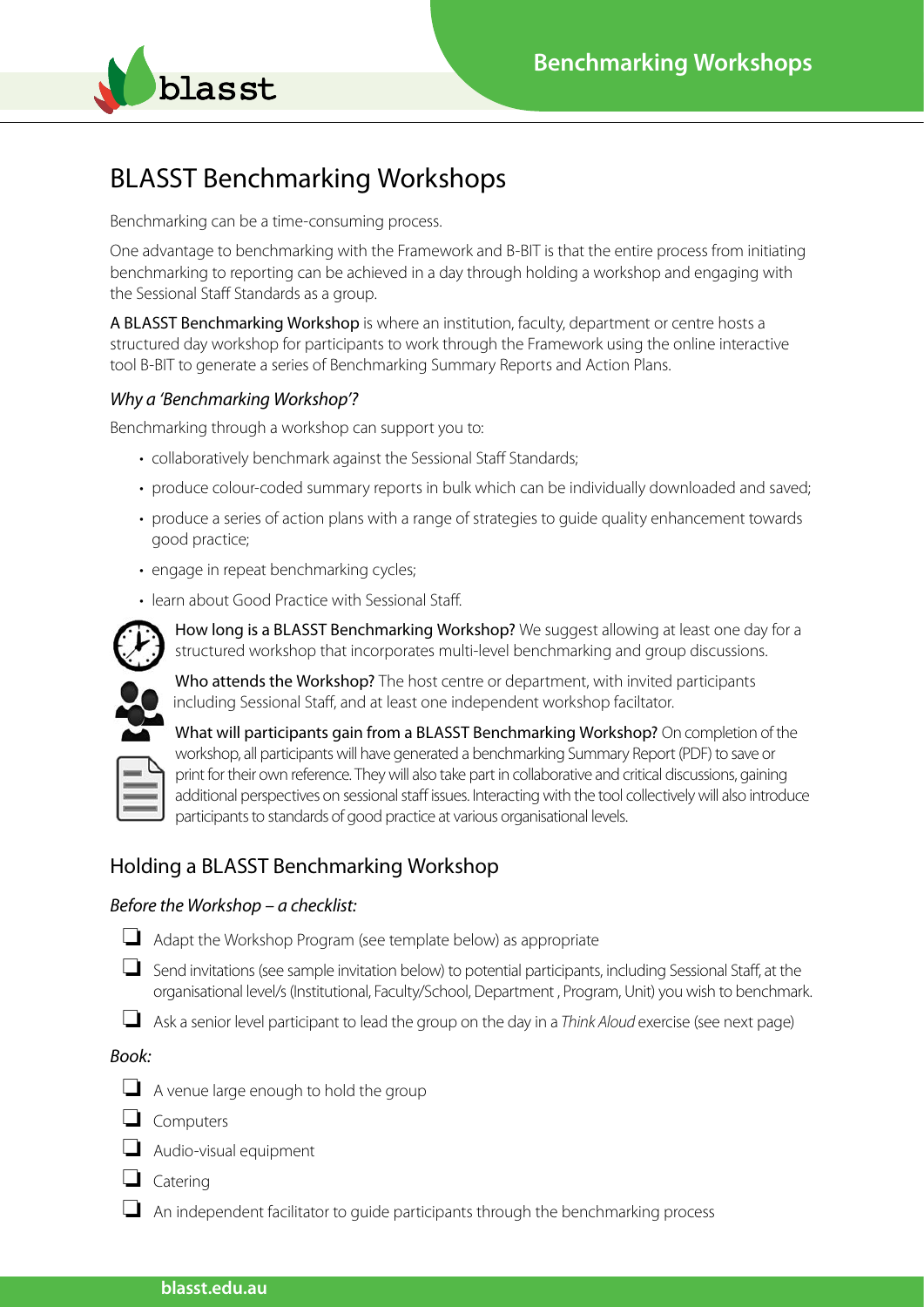# BLASST Benchmarking Workshops

Benchmarking can be a time-consuming process.

One advantage to benchmarking with the Framework and B-BIT is that the entire process from initiating benchmarking to reporting can be achieved in a day through holding a workshop and engaging with the Sessional Staff Standards as a group.

A BLASST Benchmarking Workshop is where an institution, faculty, department or centre hosts a structured day workshop for participants to work through the Framework using the online interactive tool B-BIT to generate a series of Benchmarking Summary Reports and Action Plans.

### *Why a 'Benchmarking Workshop'?*

Benchmarking through a workshop can support you to:

- collaboratively benchmark against the Sessional Staff Standards;
- produce colour-coded summary reports in bulk which can be individually downloaded and saved;
- produce a series of action plans with a range of strategies to guide quality enhancement towards good practice;
- engage in repeat benchmarking cycles;
- learn about Good Practice with Sessional Staff.

How long is a BLASST Benchmarking Workshop? We suggest allowing at least one day for a structured workshop that incorporates multi-level benchmarking and group discussions.

Who attends the Workshop? The host centre or department, with invited participants including Sessional Staff, and at least one independent workshop faciltator.

What will participants gain from a BLASST Benchmarking Workshop? On completion of the workshop, all participants will have generated a benchmarking Summary Report (PDF) to save or print for their own reference. They will also take part in collaborative and critical discussions, gaining additional perspectives on sessional staff issues. Interacting with the tool collectively will also introduce participants to standards of good practice at various organisational levels.

## Holding a BLASST Benchmarking Workshop

### *Before the Workshop – a checklist:*

- ❑ Adapt the Workshop Program (see template below) as appropriate
- ❑ Send invitations (see sample invitation below) to potential participants, including Sessional Staff, at the organisational level/s (Institutional, Faculty/School, Department , Program, Unit) you wish to benchmark.
- ❑ Ask a senior level participant to lead the group on the day in a *Think Aloud* exercise (see next page)

### *Book:*

- ❑ A venue large enough to hold the group
- ❑ Computers
- ❑ Audio-visual equipment
- ❑ Catering
- ❑ An independent facilitator to guide participants through the benchmarking process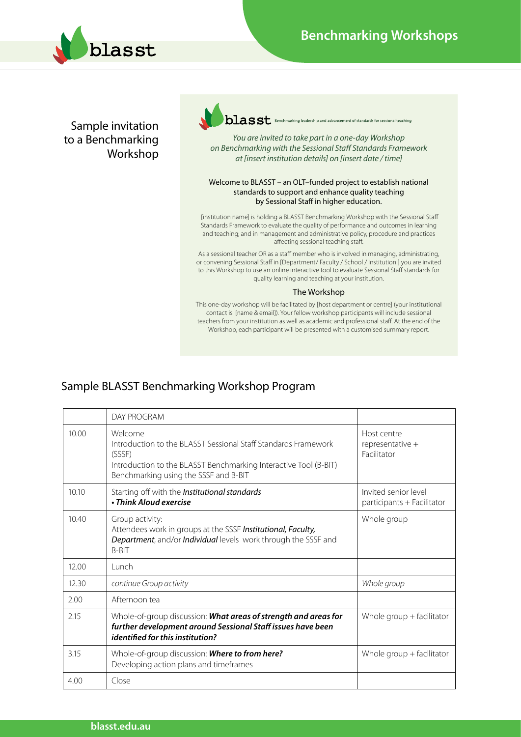# Benchmarking Workshops

## Sample invitation to a Benchmarking Workshop

blasst Benchmarking leadership and advancement of standards for sessional teaching

*You are invited to take part in a one-day Workshop on Benchmarking with the Sessional Staff Standards Framework at [insert institution details] on [insert date / time]*

Welcome to BLASST – an OLT–funded project to establish national standards to support and enhance quality teaching by Sessional Staff in higher education.

[institution name] is holding a BLASST Benchmarking Workshop with the Sessional Staff Standards Framework to evaluate the quality of performance and outcomes in learning and teaching; and in management and administrative policy, procedure and practices affecting sessional teaching staff.

As a sessional teacher OR as a staff member who is involved in managing, administrating, or convening Sessional Staff in [Department/ Faculty / School / Institution ] you are invited to this Workshop to use an online interactive tool to evaluate Sessional Staff standards for quality learning and teaching at your institution.

### The Workshop

This one-day workshop will be facilitated by [host department or centre] (your institutional contact is [name & email]). Your fellow workshop participants will include sessional teachers from your institution as well as academic and professional staff. At the end of the Workshop, each participant will be presented with a customised summary report.

## Sample BLASST Benchmarking Workshop Program

| | DAY PROGRAM | |
|---|---|---|
| 10.00 | Welcome<br>Introduction to the BLASST Sessional Staff Standards Framework (SSSF)<br>Introduction to the BLASST Benchmarking Interactive Tool (B-BIT)<br>Benchmarking using the SSSF and B-BIT | Host centre representative + Facilitator |
| 10.10 | Starting off with the ***Institutional standards***<br>***• Think Aloud exercise*** | Invited senior level participants + Facilitator |
| 10.40 | Group activity:<br>Attendees work in groups at the SSSF ***Institutional, Faculty, Department***, and/or ***Individual*** levels work through the SSSF and B-BIT | Whole group |
| 12.00 | Lunch | |
| 12.30 | *continue Group activity* | *Whole group* |
| 2.00 | Afternoon tea | |
| 2.15 | Whole-of-group discussion: ***What areas of strength and areas for further development around Sessional Staff issues have been identified for this institution?*** | Whole group + facilitator |
| 3.15 | Whole-of-group discussion: ***Where to from here?***<br>Developing action plans and timeframes | Whole group + facilitator |
| 4.00 | Close | |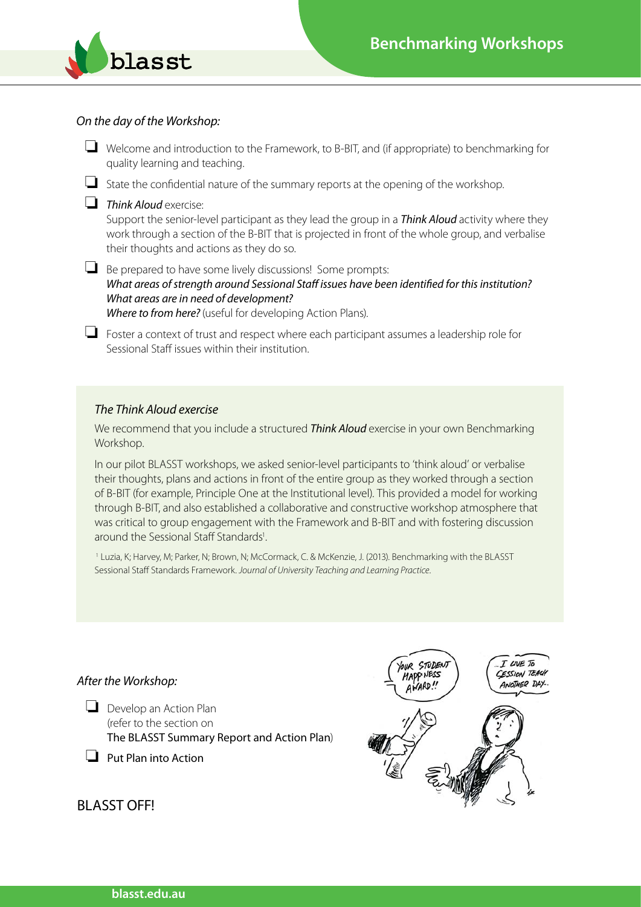*On the day of the Workshop:*

- [ ] Welcome and introduction to the Framework, to B-BIT, and (if appropriate) to benchmarking for quality learning and teaching.
- [ ] State the confidential nature of the summary reports at the opening of the workshop.
- [ ] *Think Aloud* exercise:
  Support the senior-level participant as they lead the group in a ***Think Aloud*** activity where they work through a section of the B-BIT that is projected in front of the whole group, and verbalise their thoughts and actions as they do so.
- [ ] Be prepared to have some lively discussions! Some prompts:
  *What areas of strength around Sessional Staff issues have been identified for this institution?*
  *What areas are in need of development?*
  ***Where to from here?*** (useful for developing Action Plans).
- [ ] Foster a context of trust and respect where each participant assumes a leadership role for Sessional Staff issues within their institution.

*The Think Aloud exercise*

We recommend that you include a structured ***Think Aloud*** exercise in your own Benchmarking Workshop.

In our pilot BLASST workshops, we asked senior-level participants to 'think aloud' or verbalise their thoughts, plans and actions in front of the entire group as they worked through a section of B-BIT (for example, Principle One at the Institutional level). This provided a model for working through B-BIT, and also established a collaborative and constructive workshop atmosphere that was critical to group engagement with the Framework and B-BIT and with fostering discussion around the Sessional Staff Standards[1].

[1] Luzia, K; Harvey, M; Parker, N; Brown, N; McCormack, C. & McKenzie, J. (2013). Benchmarking with the BLASST Sessional Staff Standards Framework. *Journal of University Teaching and Learning Practice*.

*After the Workshop:*

- [ ] Develop an Action Plan
  (refer to the section on
  The BLASST Summary Report and Action Plan)
- [ ] Put Plan into Action

BLASST OFF!